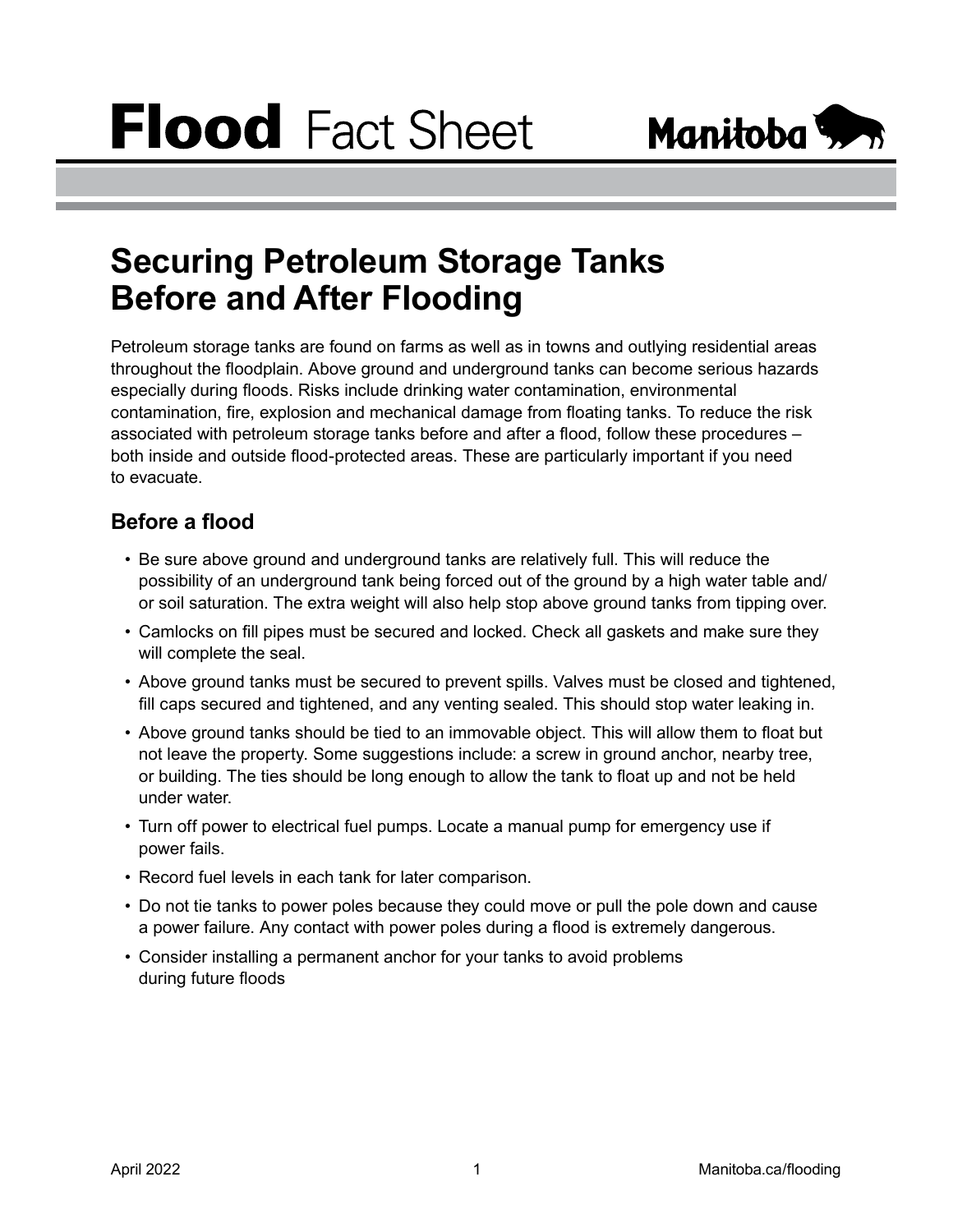# Flood Fact Sheet

## Securing Petroleum Storage Tanks Before and After Flooding

Petroleum storage tanks are found on farms as well as in towns and outlying residential areas throughout the floodplain. Above ground and underground tanks can become serious hazards especially during floods. Risks include drinking water contamination, environmental contamination, fire, explosion and mechanical damage from floating tanks. To reduce the risk associated with petroleum storage tanks before and after a flood, follow these procedures – both inside and outside flood-protected areas. These are particularly important if you need to evacuate.

### Before a flood

- Be sure above ground and underground tanks are relatively full. This will reduce the possibility of an underground tank being forced out of the ground by a high water table and/or soil saturation. The extra weight will also help stop above ground tanks from tipping over.
- Camlocks on fill pipes must be secured and locked. Check all gaskets and make sure they will complete the seal.
- Above ground tanks must be secured to prevent spills. Valves must be closed and tightened, fill caps secured and tightened, and any venting sealed. This should stop water leaking in.
- Above ground tanks should be tied to an immovable object. This will allow them to float but not leave the property. Some suggestions include: a screw in ground anchor, nearby tree, or building. The ties should be long enough to allow the tank to float up and not be held under water.
- Turn off power to electrical fuel pumps. Locate a manual pump for emergency use if power fails.
- Record fuel levels in each tank for later comparison.
- Do not tie tanks to power poles because they could move or pull the pole down and cause a power failure. Any contact with power poles during a flood is extremely dangerous.
- Consider installing a permanent anchor for your tanks to avoid problems during future floods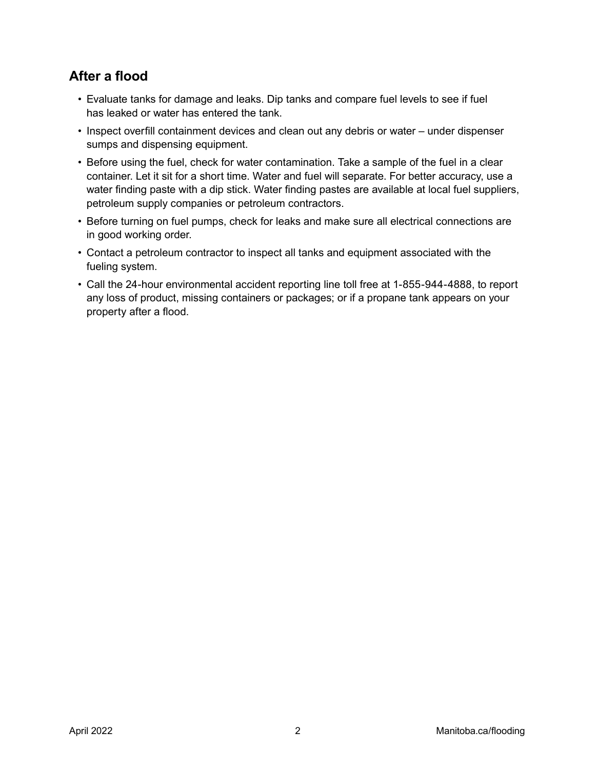## After a flood

- Evaluate tanks for damage and leaks. Dip tanks and compare fuel levels to see if fuel has leaked or water has entered the tank.
- Inspect overfill containment devices and clean out any debris or water – under dispenser sumps and dispensing equipment.
- Before using the fuel, check for water contamination. Take a sample of the fuel in a clear container. Let it sit for a short time. Water and fuel will separate. For better accuracy, use a water finding paste with a dip stick. Water finding pastes are available at local fuel suppliers, petroleum supply companies or petroleum contractors.
- Before turning on fuel pumps, check for leaks and make sure all electrical connections are in good working order.
- Contact a petroleum contractor to inspect all tanks and equipment associated with the fueling system.
- Call the 24-hour environmental accident reporting line toll free at 1-855-944-4888, to report any loss of product, missing containers or packages; or if a propane tank appears on your property after a flood.